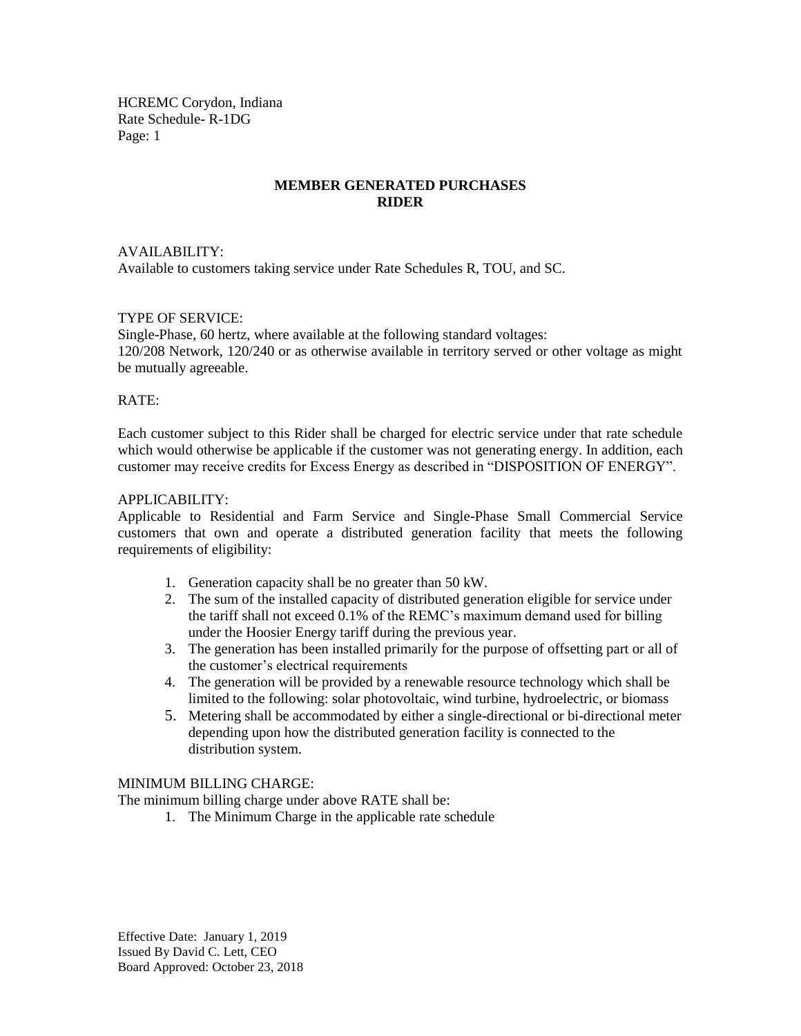HCREMC Corydon, Indiana
Rate Schedule- R-1DG
Page: 1

# MEMBER GENERATED PURCHASES RIDER

AVAILABILITY:
Available to customers taking service under Rate Schedules R, TOU, and SC.

TYPE OF SERVICE:
Single-Phase, 60 hertz, where available at the following standard voltages:
120/208 Network, 120/240 or as otherwise available in territory served or other voltage as might be mutually agreeable.

RATE:

Each customer subject to this Rider shall be charged for electric service under that rate schedule which would otherwise be applicable if the customer was not generating energy. In addition, each customer may receive credits for Excess Energy as described in "DISPOSITION OF ENERGY".

APPLICABILITY:
Applicable to Residential and Farm Service and Single-Phase Small Commercial Service customers that own and operate a distributed generation facility that meets the following requirements of eligibility:

1. Generation capacity shall be no greater than 50 kW.
2. The sum of the installed capacity of distributed generation eligible for service under the tariff shall not exceed 0.1% of the REMC's maximum demand used for billing under the Hoosier Energy tariff during the previous year.
3. The generation has been installed primarily for the purpose of offsetting part or all of the customer's electrical requirements
4. The generation will be provided by a renewable resource technology which shall be limited to the following: solar photovoltaic, wind turbine, hydroelectric, or biomass
5. Metering shall be accommodated by either a single-directional or bi-directional meter depending upon how the distributed generation facility is connected to the distribution system.

MINIMUM BILLING CHARGE:
The minimum billing charge under above RATE shall be:

1. The Minimum Charge in the applicable rate schedule

Effective Date: January 1, 2019
Issued By David C. Lett, CEO
Board Approved: October 23, 2018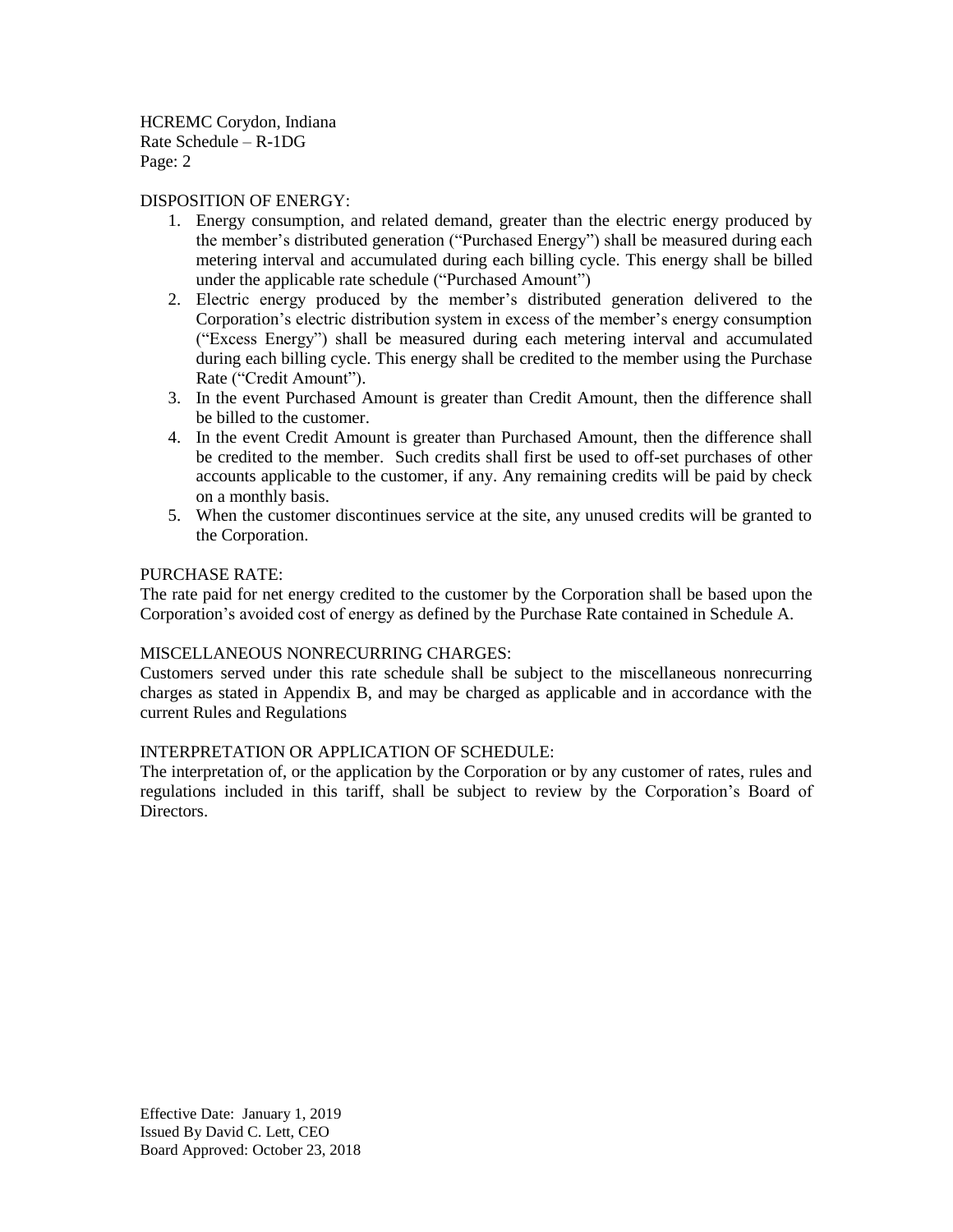DISPOSITION OF ENERGY:

1. Energy consumption, and related demand, greater than the electric energy produced by the member's distributed generation ("Purchased Energy") shall be measured during each metering interval and accumulated during each billing cycle. This energy shall be billed under the applicable rate schedule ("Purchased Amount")
2. Electric energy produced by the member's distributed generation delivered to the Corporation's electric distribution system in excess of the member's energy consumption ("Excess Energy") shall be measured during each metering interval and accumulated during each billing cycle. This energy shall be credited to the member using the Purchase Rate ("Credit Amount").
3. In the event Purchased Amount is greater than Credit Amount, then the difference shall be billed to the customer.
4. In the event Credit Amount is greater than Purchased Amount, then the difference shall be credited to the member. Such credits shall first be used to off-set purchases of other accounts applicable to the customer, if any. Any remaining credits will be paid by check on a monthly basis.
5. When the customer discontinues service at the site, any unused credits will be granted to the Corporation.

PURCHASE RATE:

The rate paid for net energy credited to the customer by the Corporation shall be based upon the Corporation's avoided cost of energy as defined by the Purchase Rate contained in Schedule A.

MISCELLANEOUS NONRECURRING CHARGES:

Customers served under this rate schedule shall be subject to the miscellaneous nonrecurring charges as stated in Appendix B, and may be charged as applicable and in accordance with the current Rules and Regulations

INTERPRETATION OR APPLICATION OF SCHEDULE:

The interpretation of, or the application by the Corporation or by any customer of rates, rules and regulations included in this tariff, shall be subject to review by the Corporation's Board of Directors.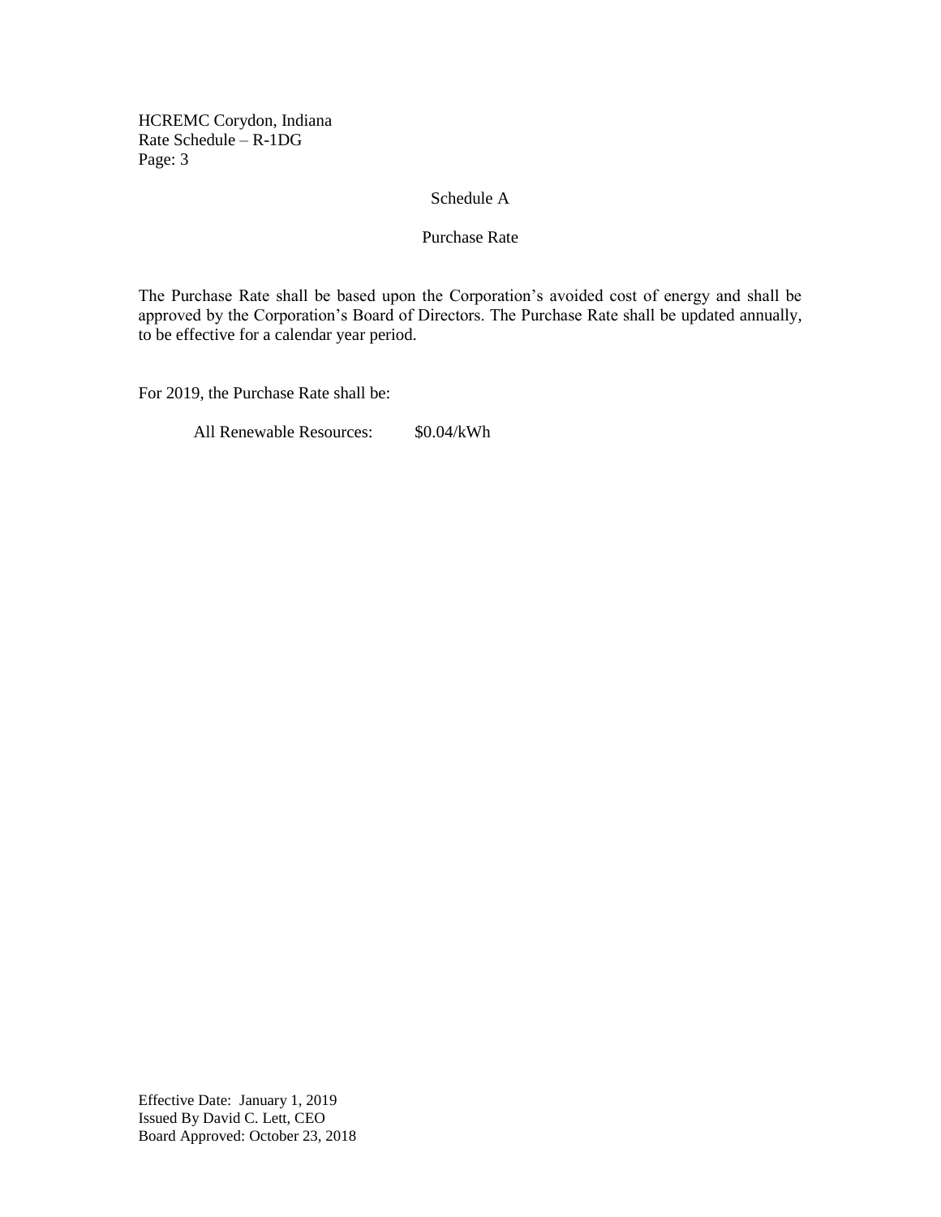## Schedule A

## Purchase Rate

The Purchase Rate shall be based upon the Corporation's avoided cost of energy and shall be approved by the Corporation's Board of Directors. The Purchase Rate shall be updated annually, to be effective for a calendar year period.

For 2019, the Purchase Rate shall be:

All Renewable Resources: $0.04/kWh

Effective Date: January 1, 2019
Issued By David C. Lett, CEO
Board Approved: October 23, 2018